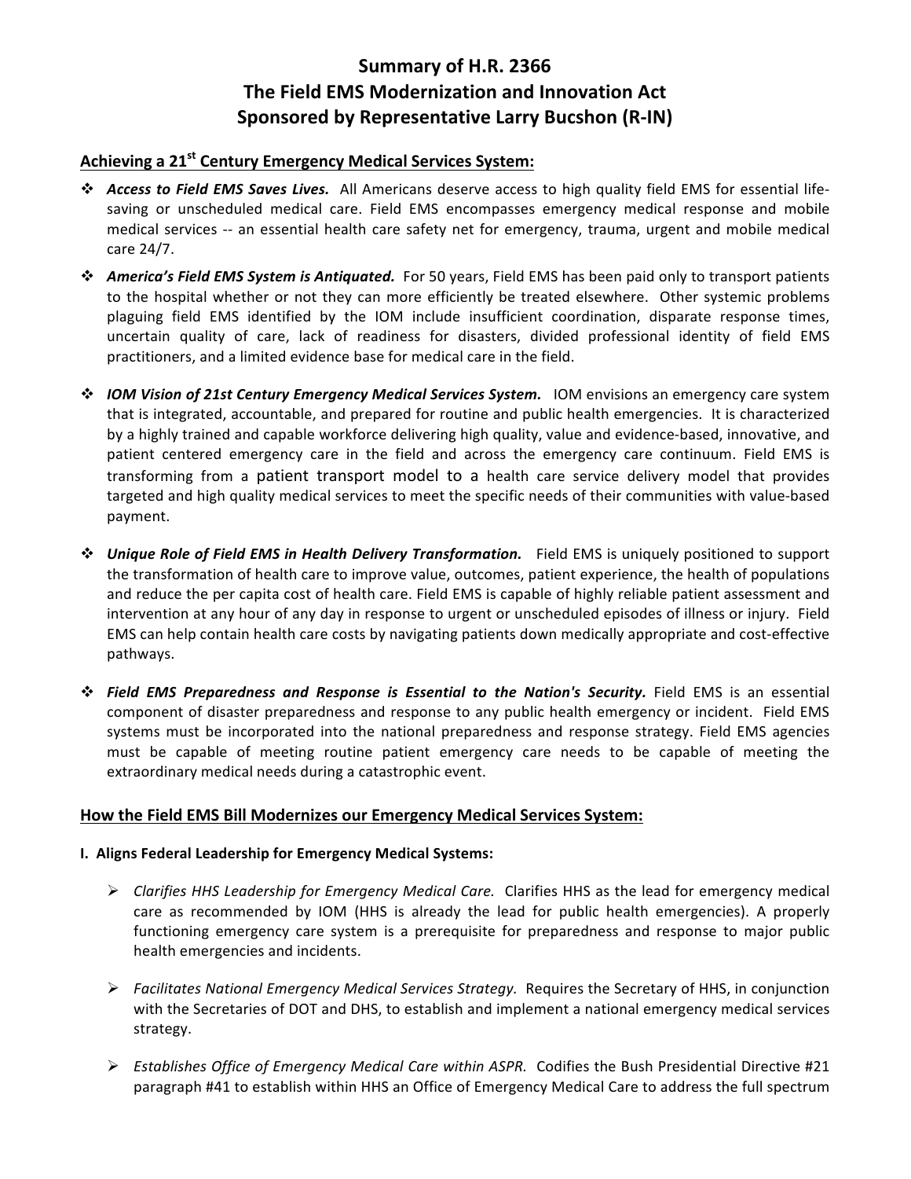# Summary of H.R. 2366
# The Field EMS Modernization and Innovation Act
# Sponsored by Representative Larry Bucshon (R-IN)

## Achieving a 21st Century Emergency Medical Services System:

- ***Access to Field EMS Saves Lives.*** All Americans deserve access to high quality field EMS for essential life-saving or unscheduled medical care. Field EMS encompasses emergency medical response and mobile medical services -- an essential health care safety net for emergency, trauma, urgent and mobile medical care 24/7.
- ***America's Field EMS System is Antiquated.*** For 50 years, Field EMS has been paid only to transport patients to the hospital whether or not they can more efficiently be treated elsewhere. Other systemic problems plaguing field EMS identified by the IOM include insufficient coordination, disparate response times, uncertain quality of care, lack of readiness for disasters, divided professional identity of field EMS practitioners, and a limited evidence base for medical care in the field.
- ***IOM Vision of 21st Century Emergency Medical Services System.*** IOM envisions an emergency care system that is integrated, accountable, and prepared for routine and public health emergencies. It is characterized by a highly trained and capable workforce delivering high quality, value and evidence-based, innovative, and patient centered emergency care in the field and across the emergency care continuum. Field EMS is transforming from a patient transport model to a health care service delivery model that provides targeted and high quality medical services to meet the specific needs of their communities with value-based payment.
- ***Unique Role of Field EMS in Health Delivery Transformation.*** Field EMS is uniquely positioned to support the transformation of health care to improve value, outcomes, patient experience, the health of populations and reduce the per capita cost of health care. Field EMS is capable of highly reliable patient assessment and intervention at any hour of any day in response to urgent or unscheduled episodes of illness or injury. Field EMS can help contain health care costs by navigating patients down medically appropriate and cost-effective pathways.
- ***Field EMS Preparedness and Response is Essential to the Nation's Security.*** Field EMS is an essential component of disaster preparedness and response to any public health emergency or incident. Field EMS systems must be incorporated into the national preparedness and response strategy. Field EMS agencies must be capable of meeting routine patient emergency care needs to be capable of meeting the extraordinary medical needs during a catastrophic event.

## How the Field EMS Bill Modernizes our Emergency Medical Services System:

### I. Aligns Federal Leadership for Emergency Medical Systems:

- *Clarifies HHS Leadership for Emergency Medical Care.* Clarifies HHS as the lead for emergency medical care as recommended by IOM (HHS is already the lead for public health emergencies). A properly functioning emergency care system is a prerequisite for preparedness and response to major public health emergencies and incidents.
- *Facilitates National Emergency Medical Services Strategy.* Requires the Secretary of HHS, in conjunction with the Secretaries of DOT and DHS, to establish and implement a national emergency medical services strategy.
- *Establishes Office of Emergency Medical Care within ASPR.* Codifies the Bush Presidential Directive #21 paragraph #41 to establish within HHS an Office of Emergency Medical Care to address the full spectrum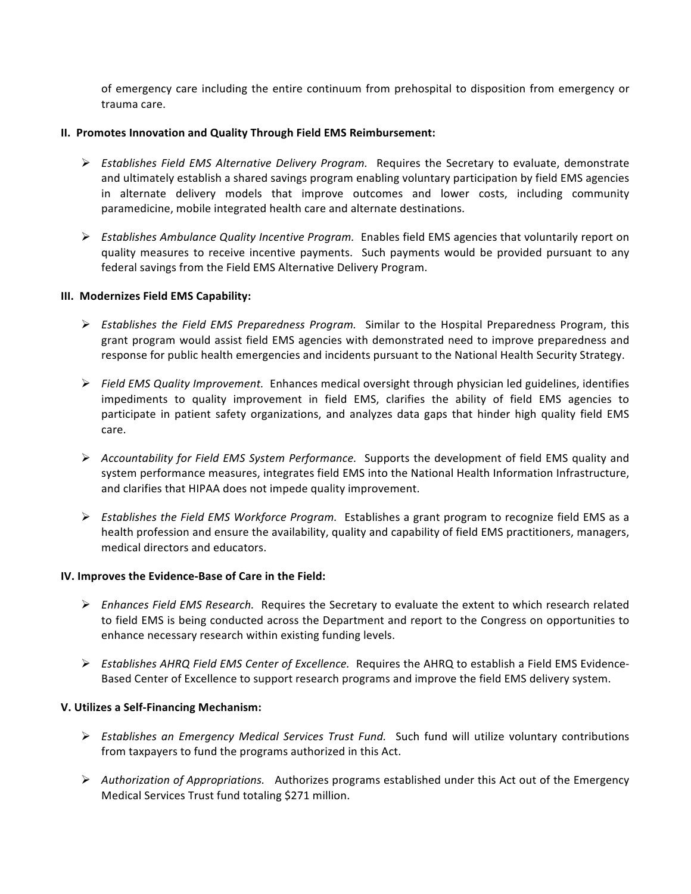of emergency care including the entire continuum from prehospital to disposition from emergency or trauma care.

**II. Promotes Innovation and Quality Through Field EMS Reimbursement:**

- *Establishes Field EMS Alternative Delivery Program.* Requires the Secretary to evaluate, demonstrate and ultimately establish a shared savings program enabling voluntary participation by field EMS agencies in alternate delivery models that improve outcomes and lower costs, including community paramedicine, mobile integrated health care and alternate destinations.

- *Establishes Ambulance Quality Incentive Program.* Enables field EMS agencies that voluntarily report on quality measures to receive incentive payments. Such payments would be provided pursuant to any federal savings from the Field EMS Alternative Delivery Program.

**III. Modernizes Field EMS Capability:**

- *Establishes the Field EMS Preparedness Program.* Similar to the Hospital Preparedness Program, this grant program would assist field EMS agencies with demonstrated need to improve preparedness and response for public health emergencies and incidents pursuant to the National Health Security Strategy.

- *Field EMS Quality Improvement.* Enhances medical oversight through physician led guidelines, identifies impediments to quality improvement in field EMS, clarifies the ability of field EMS agencies to participate in patient safety organizations, and analyzes data gaps that hinder high quality field EMS care.

- *Accountability for Field EMS System Performance.* Supports the development of field EMS quality and system performance measures, integrates field EMS into the National Health Information Infrastructure, and clarifies that HIPAA does not impede quality improvement.

- *Establishes the Field EMS Workforce Program.* Establishes a grant program to recognize field EMS as a health profession and ensure the availability, quality and capability of field EMS practitioners, managers, medical directors and educators.

**IV. Improves the Evidence-Base of Care in the Field:**

- *Enhances Field EMS Research.* Requires the Secretary to evaluate the extent to which research related to field EMS is being conducted across the Department and report to the Congress on opportunities to enhance necessary research within existing funding levels.

- *Establishes AHRQ Field EMS Center of Excellence.* Requires the AHRQ to establish a Field EMS Evidence-Based Center of Excellence to support research programs and improve the field EMS delivery system.

**V. Utilizes a Self-Financing Mechanism:**

- *Establishes an Emergency Medical Services Trust Fund.* Such fund will utilize voluntary contributions from taxpayers to fund the programs authorized in this Act.

- *Authorization of Appropriations.* Authorizes programs established under this Act out of the Emergency Medical Services Trust fund totaling $271 million.